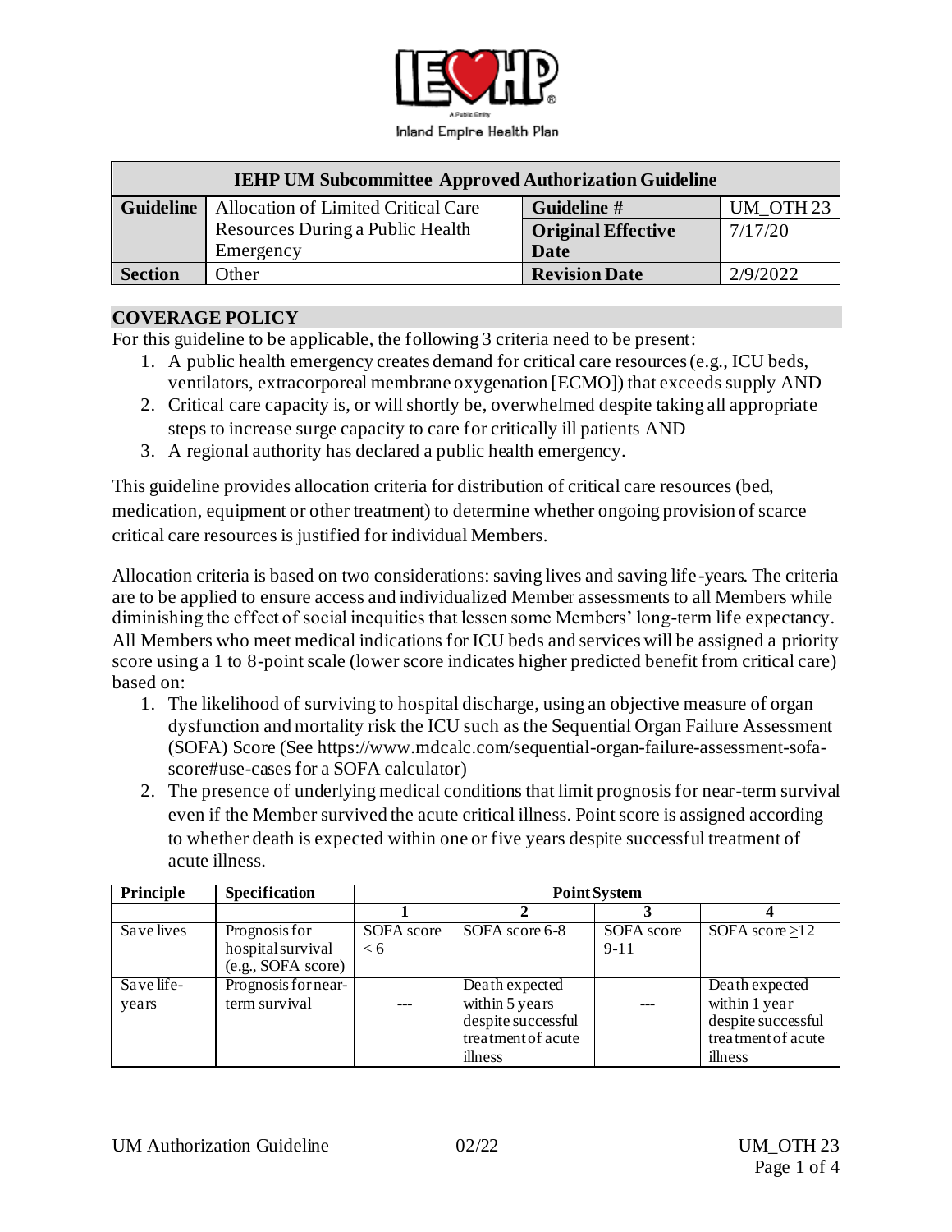IEHP — A Public Entity — Inland Empire Health Plan

| IEHP UM Subcommittee Approved Authorization Guideline | | | |
|---|---|---|---|
| **Guideline** | Allocation of Limited Critical Care Resources During a Public Health Emergency | **Guideline #** | UM_OTH 23 |
| | | **Original Effective Date** | 7/17/20 |
| **Section** | Other | **Revision Date** | 2/9/2022 |

## COVERAGE POLICY

For this guideline to be applicable, the following 3 criteria need to be present:

1. A public health emergency creates demand for critical care resources (e.g., ICU beds, ventilators, extracorporeal membrane oxygenation [ECMO]) that exceeds supply AND
2. Critical care capacity is, or will shortly be, overwhelmed despite taking all appropriate steps to increase surge capacity to care for critically ill patients AND
3. A regional authority has declared a public health emergency.

This guideline provides allocation criteria for distribution of critical care resources (bed, medication, equipment or other treatment) to determine whether ongoing provision of scarce critical care resources is justified for individual Members.

Allocation criteria is based on two considerations: saving lives and saving life-years. The criteria are to be applied to ensure access and individualized Member assessments to all Members while diminishing the effect of social inequities that lessen some Members' long-term life expectancy. All Members who meet medical indications for ICU beds and services will be assigned a priority score using a 1 to 8-point scale (lower score indicates higher predicted benefit from critical care) based on:

1. The likelihood of surviving to hospital discharge, using an objective measure of organ dysfunction and mortality risk the ICU such as the Sequential Organ Failure Assessment (SOFA) Score (See https://www.mdcalc.com/sequential-organ-failure-assessment-sofa-score#use-cases for a SOFA calculator)
2. The presence of underlying medical conditions that limit prognosis for near-term survival even if the Member survived the acute critical illness. Point score is assigned according to whether death is expected within one or five years despite successful treatment of acute illness.

| Principle | Specification | Point System | | | |
|---|---|---|---|---|---|
| | | **1** | **2** | **3** | **4** |
| Save lives | Prognosis for hospital survival (e.g., SOFA score) | SOFA score < 6 | SOFA score 6-8 | SOFA score 9-11 | SOFA score ≥12 |
| Save life-years | Prognosis for near-term survival | --- | Death expected within 5 years despite successful treatment of acute illness | --- | Death expected within 1 year despite successful treatment of acute illness |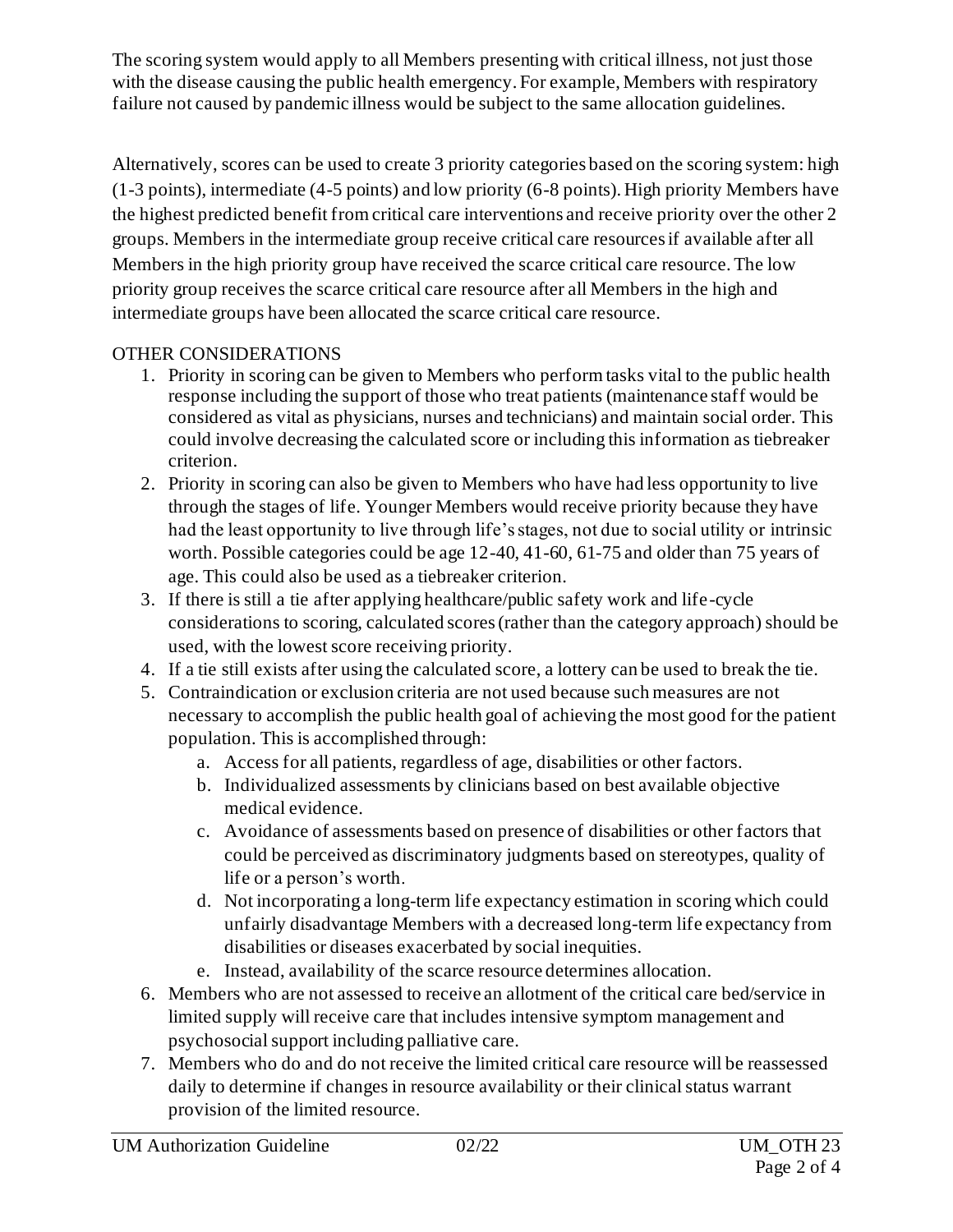The scoring system would apply to all Members presenting with critical illness, not just those with the disease causing the public health emergency. For example, Members with respiratory failure not caused by pandemic illness would be subject to the same allocation guidelines.

Alternatively, scores can be used to create 3 priority categories based on the scoring system: high (1-3 points), intermediate (4-5 points) and low priority (6-8 points). High priority Members have the highest predicted benefit from critical care interventions and receive priority over the other 2 groups. Members in the intermediate group receive critical care resources if available after all Members in the high priority group have received the scarce critical care resource. The low priority group receives the scarce critical care resource after all Members in the high and intermediate groups have been allocated the scarce critical care resource.

OTHER CONSIDERATIONS

1. Priority in scoring can be given to Members who perform tasks vital to the public health response including the support of those who treat patients (maintenance staff would be considered as vital as physicians, nurses and technicians) and maintain social order. This could involve decreasing the calculated score or including this information as tiebreaker criterion.
2. Priority in scoring can also be given to Members who have had less opportunity to live through the stages of life. Younger Members would receive priority because they have had the least opportunity to live through life's stages, not due to social utility or intrinsic worth. Possible categories could be age 12-40, 41-60, 61-75 and older than 75 years of age. This could also be used as a tiebreaker criterion.
3. If there is still a tie after applying healthcare/public safety work and life-cycle considerations to scoring, calculated scores (rather than the category approach) should be used, with the lowest score receiving priority.
4. If a tie still exists after using the calculated score, a lottery can be used to break the tie.
5. Contraindication or exclusion criteria are not used because such measures are not necessary to accomplish the public health goal of achieving the most good for the patient population. This is accomplished through:
   a. Access for all patients, regardless of age, disabilities or other factors.
   b. Individualized assessments by clinicians based on best available objective medical evidence.
   c. Avoidance of assessments based on presence of disabilities or other factors that could be perceived as discriminatory judgments based on stereotypes, quality of life or a person's worth.
   d. Not incorporating a long-term life expectancy estimation in scoring which could unfairly disadvantage Members with a decreased long-term life expectancy from disabilities or diseases exacerbated by social inequities.
   e. Instead, availability of the scarce resource determines allocation.
6. Members who are not assessed to receive an allotment of the critical care bed/service in limited supply will receive care that includes intensive symptom management and psychosocial support including palliative care.
7. Members who do and do not receive the limited critical care resource will be reassessed daily to determine if changes in resource availability or their clinical status warrant provision of the limited resource.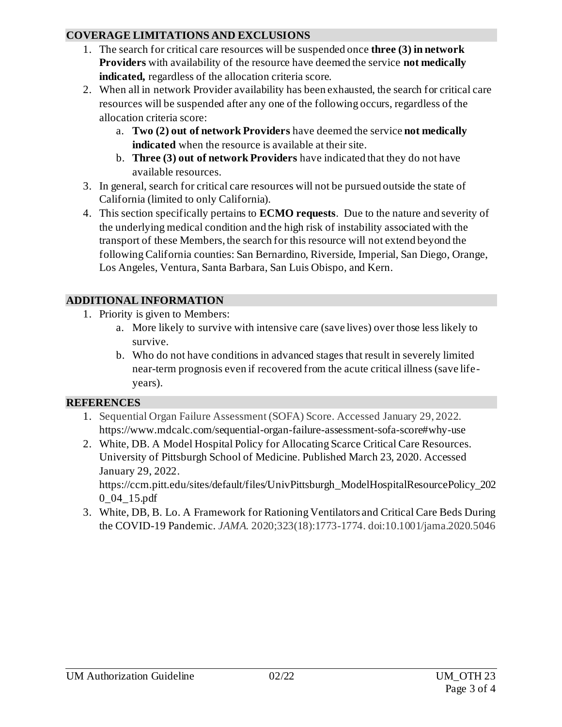## COVERAGE LIMITATIONS AND EXCLUSIONS

1. The search for critical care resources will be suspended once **three (3) in network Providers** with availability of the resource have deemed the service **not medically indicated,** regardless of the allocation criteria score.
2. When all in network Provider availability has been exhausted, the search for critical care resources will be suspended after any one of the following occurs, regardless of the allocation criteria score:
   a. **Two (2) out of network Providers** have deemed the service **not medically indicated** when the resource is available at their site.
   b. **Three (3) out of network Providers** have indicated that they do not have available resources.
3. In general, search for critical care resources will not be pursued outside the state of California (limited to only California).
4. This section specifically pertains to **ECMO requests**. Due to the nature and severity of the underlying medical condition and the high risk of instability associated with the transport of these Members, the search for this resource will not extend beyond the following California counties: San Bernardino, Riverside, Imperial, San Diego, Orange, Los Angeles, Ventura, Santa Barbara, San Luis Obispo, and Kern.

## ADDITIONAL INFORMATION

1. Priority is given to Members:
   a. More likely to survive with intensive care (save lives) over those less likely to survive.
   b. Who do not have conditions in advanced stages that result in severely limited near-term prognosis even if recovered from the acute critical illness (save life-years).

## REFERENCES

1. Sequential Organ Failure Assessment (SOFA) Score. Accessed January 29, 2022. https://www.mdcalc.com/sequential-organ-failure-assessment-sofa-score#why-use
2. White, DB. A Model Hospital Policy for Allocating Scarce Critical Care Resources. University of Pittsburgh School of Medicine. Published March 23, 2020. Accessed January 29, 2022. https://ccm.pitt.edu/sites/default/files/UnivPittsburgh_ModelHospitalResourcePolicy_2020_04_15.pdf
3. White, DB, B. Lo. A Framework for Rationing Ventilators and Critical Care Beds During the COVID-19 Pandemic. *JAMA.* 2020;323(18):1773-1774. doi:10.1001/jama.2020.5046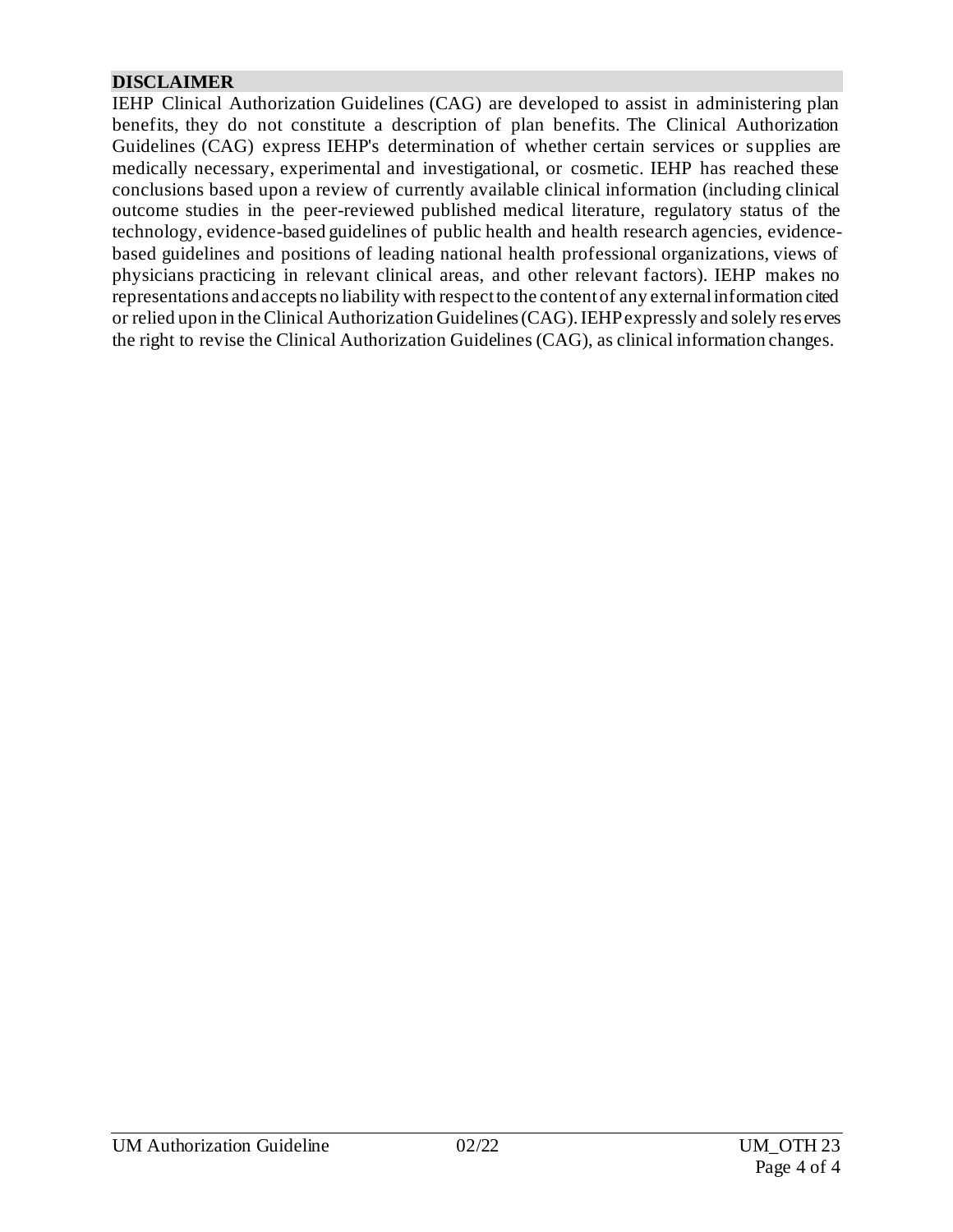## DISCLAIMER

IEHP Clinical Authorization Guidelines (CAG) are developed to assist in administering plan benefits, they do not constitute a description of plan benefits. The Clinical Authorization Guidelines (CAG) express IEHP's determination of whether certain services or supplies are medically necessary, experimental and investigational, or cosmetic. IEHP has reached these conclusions based upon a review of currently available clinical information (including clinical outcome studies in the peer-reviewed published medical literature, regulatory status of the technology, evidence-based guidelines of public health and health research agencies, evidence-based guidelines and positions of leading national health professional organizations, views of physicians practicing in relevant clinical areas, and other relevant factors). IEHP makes no representations and accepts no liability with respect to the content of any external information cited or relied upon in the Clinical Authorization Guidelines (CAG). IEHP expressly and solely reserves the right to revise the Clinical Authorization Guidelines (CAG), as clinical information changes.